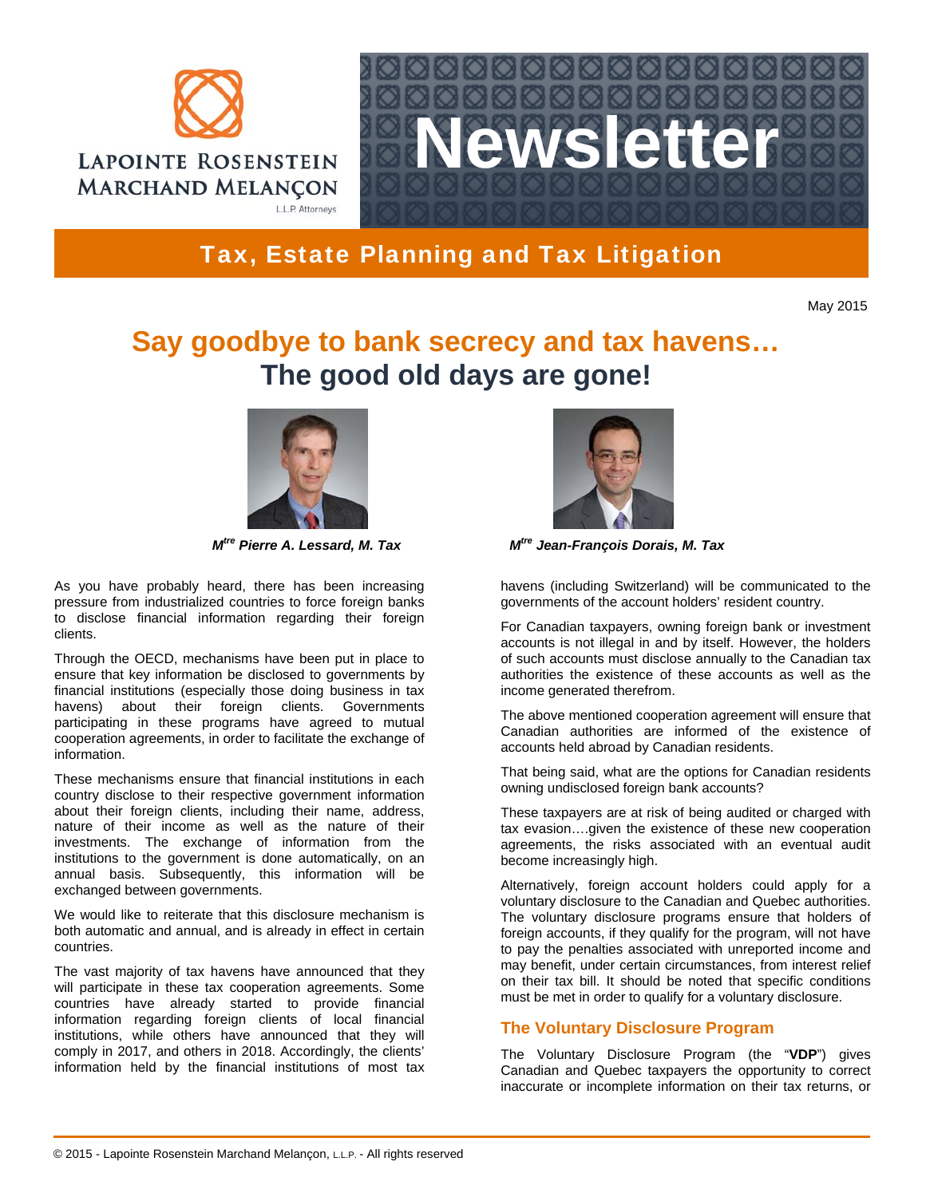LAPOINTE ROSENSTEIN MARCHAND MELANÇON L.L.P. Attorneys

# Newsletter

## Tax, Estate Planning and Tax Litigation

May 2015

# Say goodbye to bank secrecy and tax havens… The good old days are gone!

***M**[tre]* ***Pierre A. Lessard, M. Tax***

***M**[tre]* ***Jean-François Dorais, M. Tax***

As you have probably heard, there has been increasing pressure from industrialized countries to force foreign banks to disclose financial information regarding their foreign clients.

Through the OECD, mechanisms have been put in place to ensure that key information be disclosed to governments by financial institutions (especially those doing business in tax havens) about their foreign clients. Governments participating in these programs have agreed to mutual cooperation agreements, in order to facilitate the exchange of information.

These mechanisms ensure that financial institutions in each country disclose to their respective government information about their foreign clients, including their name, address, nature of their income as well as the nature of their investments. The exchange of information from the institutions to the government is done automatically, on an annual basis. Subsequently, this information will be exchanged between governments.

We would like to reiterate that this disclosure mechanism is both automatic and annual, and is already in effect in certain countries.

The vast majority of tax havens have announced that they will participate in these tax cooperation agreements. Some countries have already started to provide financial information regarding foreign clients of local financial institutions, while others have announced that they will comply in 2017, and others in 2018. Accordingly, the clients' information held by the financial institutions of most tax havens (including Switzerland) will be communicated to the governments of the account holders' resident country.

For Canadian taxpayers, owning foreign bank or investment accounts is not illegal in and by itself. However, the holders of such accounts must disclose annually to the Canadian tax authorities the existence of these accounts as well as the income generated therefrom.

The above mentioned cooperation agreement will ensure that Canadian authorities are informed of the existence of accounts held abroad by Canadian residents.

That being said, what are the options for Canadian residents owning undisclosed foreign bank accounts?

These taxpayers are at risk of being audited or charged with tax evasion….given the existence of these new cooperation agreements, the risks associated with an eventual audit become increasingly high.

Alternatively, foreign account holders could apply for a voluntary disclosure to the Canadian and Quebec authorities. The voluntary disclosure programs ensure that holders of foreign accounts, if they qualify for the program, will not have to pay the penalties associated with unreported income and may benefit, under certain circumstances, from interest relief on their tax bill. It should be noted that specific conditions must be met in order to qualify for a voluntary disclosure.

### The Voluntary Disclosure Program

The Voluntary Disclosure Program (the "**VDP**") gives Canadian and Quebec taxpayers the opportunity to correct inaccurate or incomplete information on their tax returns, or

© 2015 - Lapointe Rosenstein Marchand Melançon, L.L.P. - All rights reserved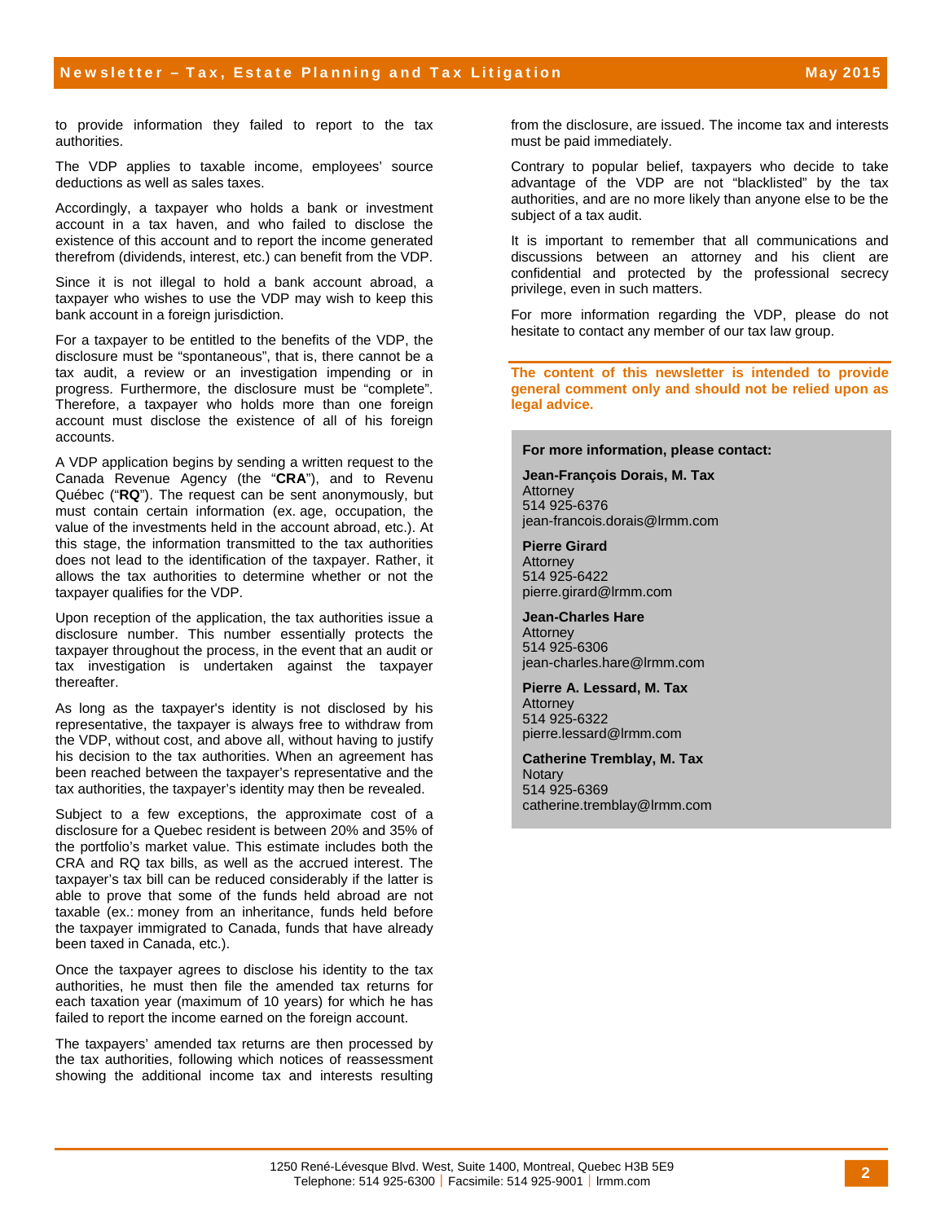to provide information they failed to report to the tax authorities.

The VDP applies to taxable income, employees' source deductions as well as sales taxes.

Accordingly, a taxpayer who holds a bank or investment account in a tax haven, and who failed to disclose the existence of this account and to report the income generated therefrom (dividends, interest, etc.) can benefit from the VDP.

Since it is not illegal to hold a bank account abroad, a taxpayer who wishes to use the VDP may wish to keep this bank account in a foreign jurisdiction.

For a taxpayer to be entitled to the benefits of the VDP, the disclosure must be "spontaneous", that is, there cannot be a tax audit, a review or an investigation impending or in progress. Furthermore, the disclosure must be "complete". Therefore, a taxpayer who holds more than one foreign account must disclose the existence of all of his foreign accounts.

A VDP application begins by sending a written request to the Canada Revenue Agency (the "**CRA**"), and to Revenu Québec ("**RQ**"). The request can be sent anonymously, but must contain certain information (ex. age, occupation, the value of the investments held in the account abroad, etc.). At this stage, the information transmitted to the tax authorities does not lead to the identification of the taxpayer. Rather, it allows the tax authorities to determine whether or not the taxpayer qualifies for the VDP.

Upon reception of the application, the tax authorities issue a disclosure number. This number essentially protects the taxpayer throughout the process, in the event that an audit or tax investigation is undertaken against the taxpayer thereafter.

As long as the taxpayer's identity is not disclosed by his representative, the taxpayer is always free to withdraw from the VDP, without cost, and above all, without having to justify his decision to the tax authorities. When an agreement has been reached between the taxpayer's representative and the tax authorities, the taxpayer's identity may then be revealed.

Subject to a few exceptions, the approximate cost of a disclosure for a Quebec resident is between 20% and 35% of the portfolio's market value. This estimate includes both the CRA and RQ tax bills, as well as the accrued interest. The taxpayer's tax bill can be reduced considerably if the latter is able to prove that some of the funds held abroad are not taxable (ex.: money from an inheritance, funds held before the taxpayer immigrated to Canada, funds that have already been taxed in Canada, etc.).

Once the taxpayer agrees to disclose his identity to the tax authorities, he must then file the amended tax returns for each taxation year (maximum of 10 years) for which he has failed to report the income earned on the foreign account.

The taxpayers' amended tax returns are then processed by the tax authorities, following which notices of reassessment showing the additional income tax and interests resulting from the disclosure, are issued. The income tax and interests must be paid immediately.

Contrary to popular belief, taxpayers who decide to take advantage of the VDP are not "blacklisted" by the tax authorities, and are no more likely than anyone else to be the subject of a tax audit.

It is important to remember that all communications and discussions between an attorney and his client are confidential and protected by the professional secrecy privilege, even in such matters.

For more information regarding the VDP, please do not hesitate to contact any member of our tax law group.

**The content of this newsletter is intended to provide general comment only and should not be relied upon as legal advice.**

**For more information, please contact:**

**Jean-François Dorais, M. Tax**
Attorney
514 925-6376
jean-francois.dorais@lrmm.com

**Pierre Girard**
Attorney
514 925-6422
pierre.girard@lrmm.com

**Jean-Charles Hare**
Attorney
514 925-6306
jean-charles.hare@lrmm.com

**Pierre A. Lessard, M. Tax**
Attorney
514 925-6322
pierre.lessard@lrmm.com

**Catherine Tremblay, M. Tax**
Notary
514 925-6369
catherine.tremblay@lrmm.com

1250 René-Lévesque Blvd. West, Suite 1400, Montreal, Quebec H3B 5E9
Telephone: 514 925-6300 | Facsimile: 514 925-9001 | lrmm.com